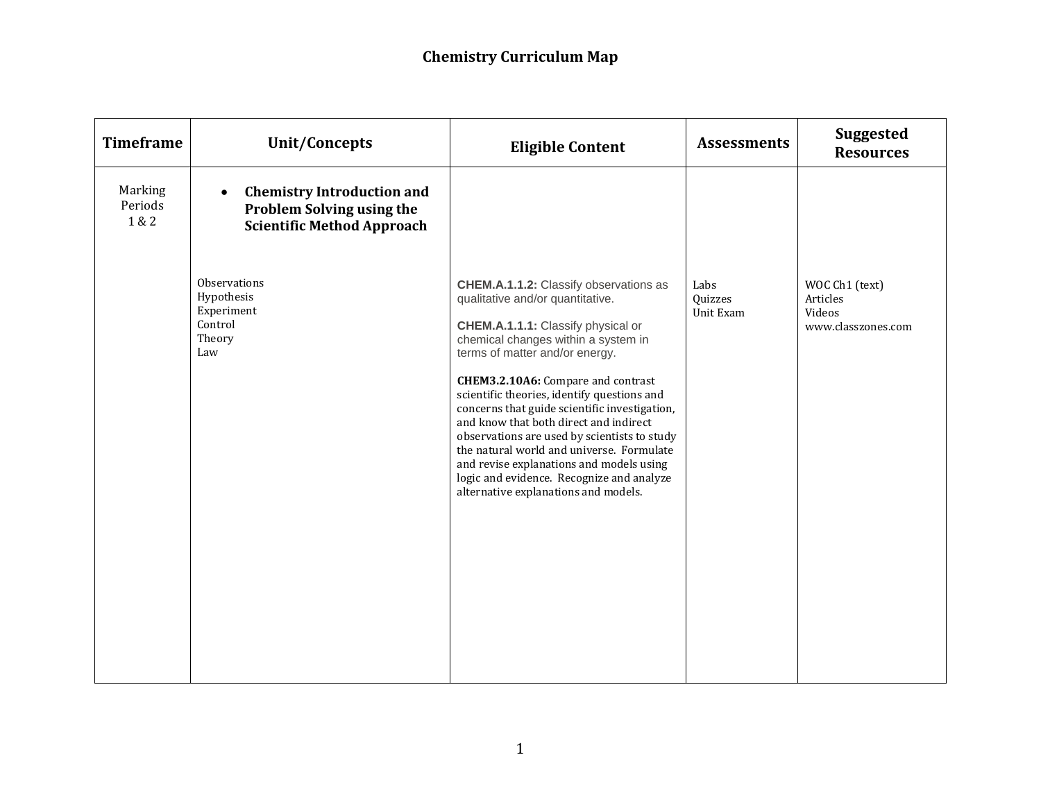# Chemistry Curriculum Map

| Timeframe | Unit/Concepts | Eligible Content | Assessments | Suggested Resources |
|---|---|---|---|---|
| Marking Periods 1 & 2 | • **Chemistry Introduction and Problem Solving using the Scientific Method Approach**<br><br>Observations<br>Hypothesis<br>Experiment<br>Control<br>Theory<br>Law | **CHEM.A.1.1.2:** Classify observations as qualitative and/or quantitative.<br><br>**CHEM.A.1.1.1:** Classify physical or chemical changes within a system in terms of matter and/or energy.<br><br>**CHEM3.2.10A6:** Compare and contrast scientific theories, identify questions and concerns that guide scientific investigation, and know that both direct and indirect observations are used by scientists to study the natural world and universe. Formulate and revise explanations and models using logic and evidence. Recognize and analyze alternative explanations and models. | Labs<br>Quizzes<br>Unit Exam | WOC Ch1 (text)<br>Articles<br>Videos<br>www.classzones.com |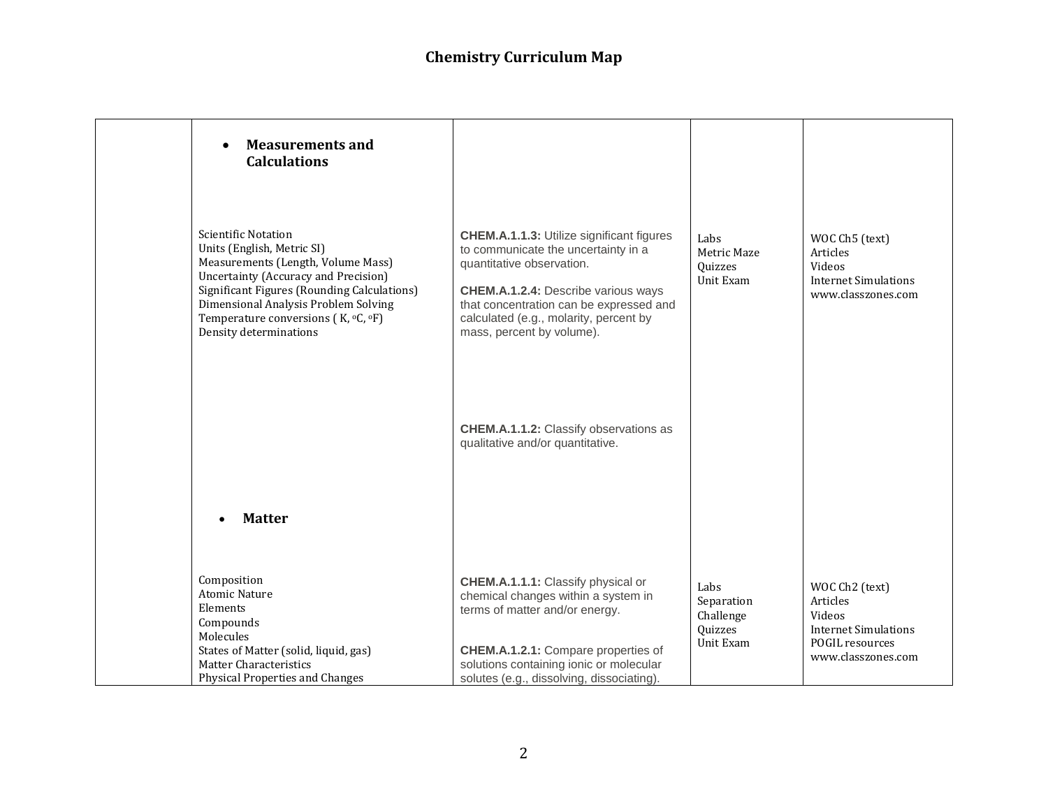# Chemistry Curriculum Map

| | | | | |
|---|---|---|---|---|
| | • **Measurements and Calculations** | | | |
| | Scientific Notation<br>Units (English, Metric SI)<br>Measurements (Length, Volume Mass)<br>Uncertainty (Accuracy and Precision)<br>Significant Figures (Rounding Calculations)<br>Dimensional Analysis Problem Solving<br>Temperature conversions ( K, $^{o}$C, $^{o}$F)<br>Density determinations | **CHEM.A.1.1.3:** Utilize significant figures to communicate the uncertainty in a quantitative observation.<br><br>**CHEM.A.1.2.4:** Describe various ways that concentration can be expressed and calculated (e.g., molarity, percent by mass, percent by volume).<br><br>**CHEM.A.1.1.2:** Classify observations as qualitative and/or quantitative. | Labs<br>Metric Maze<br>Quizzes<br>Unit Exam | WOC Ch5 (text)<br>Articles<br>Videos<br>Internet Simulations<br>www.classzones.com |
| | • **Matter** | | | |
| | Composition<br>Atomic Nature<br>Elements<br>Compounds<br>Molecules<br>States of Matter (solid, liquid, gas)<br>Matter Characteristics<br>Physical Properties and Changes | **CHEM.A.1.1.1:** Classify physical or chemical changes within a system in terms of matter and/or energy.<br><br>**CHEM.A.1.2.1:** Compare properties of solutions containing ionic or molecular solutes (e.g., dissolving, dissociating). | Labs<br>Separation Challenge<br>Quizzes<br>Unit Exam | WOC Ch2 (text)<br>Articles<br>Videos<br>Internet Simulations<br>POGIL resources<br>www.classzones.com |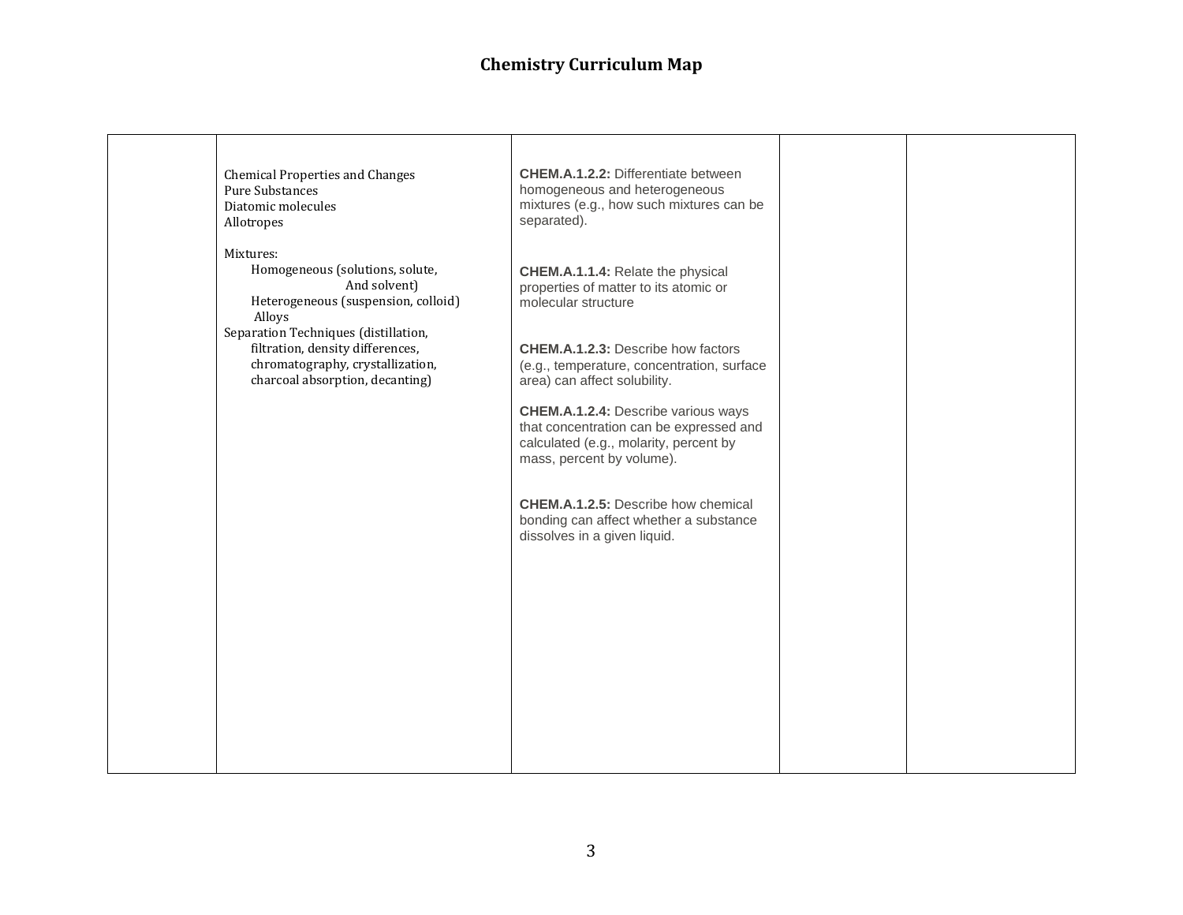# Chemistry Curriculum Map

| | | | | |
|---|---|---|---|---|
| | Chemical Properties and Changes<br>Pure Substances<br>Diatomic molecules<br>Allotropes<br><br>Mixtures:<br>Homogeneous (solutions, solute, And solvent)<br>Heterogeneous (suspension, colloid)<br>Alloys<br>Separation Techniques (distillation, filtration, density differences, chromatography, crystallization, charcoal absorption, decanting) | **CHEM.A.1.2.2:** Differentiate between homogeneous and heterogeneous mixtures (e.g., how such mixtures can be separated).<br><br>**CHEM.A.1.1.4:** Relate the physical properties of matter to its atomic or molecular structure<br><br>**CHEM.A.1.2.3:** Describe how factors (e.g., temperature, concentration, surface area) can affect solubility.<br><br>**CHEM.A.1.2.4:** Describe various ways that concentration can be expressed and calculated (e.g., molarity, percent by mass, percent by volume).<br><br>**CHEM.A.1.2.5:** Describe how chemical bonding can affect whether a substance dissolves in a given liquid. | | |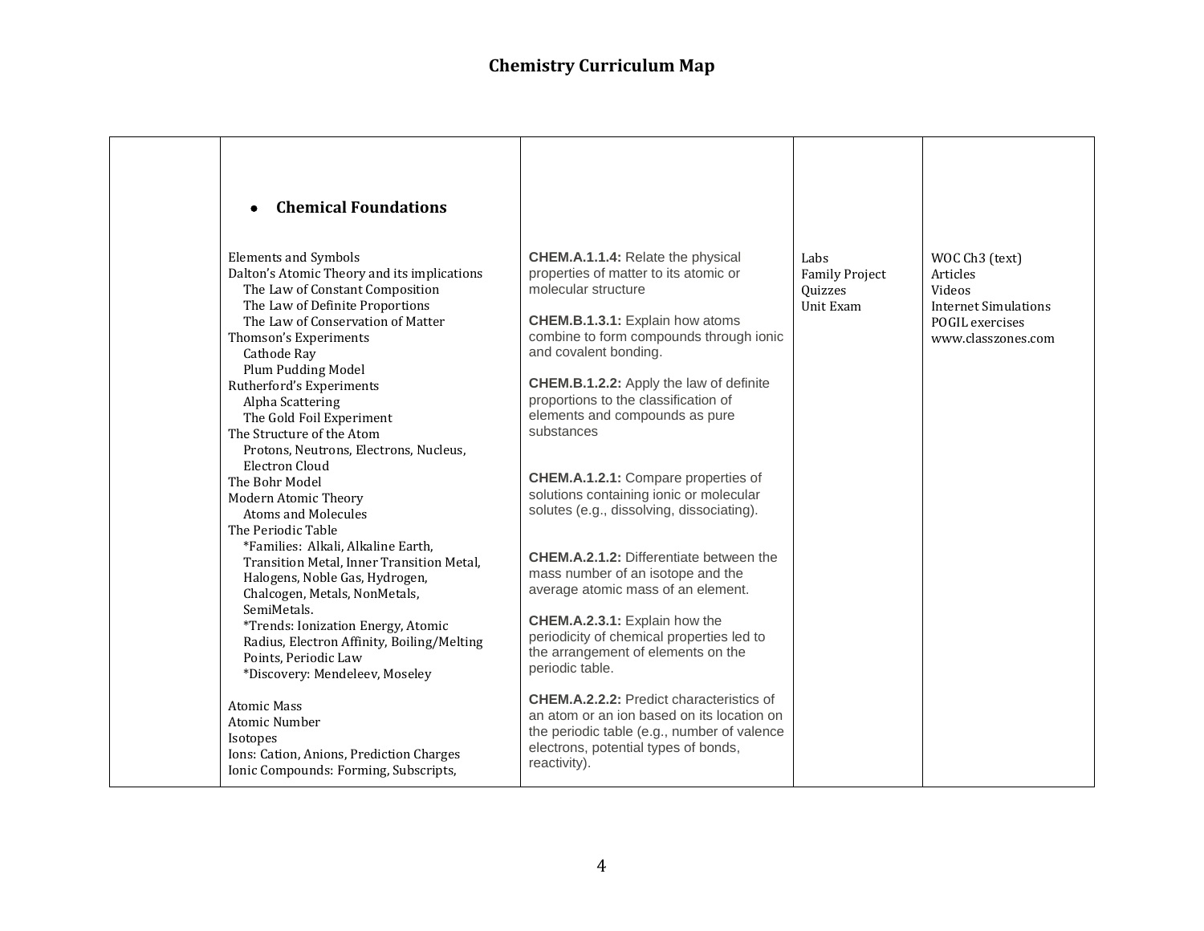## Chemistry Curriculum Map

| | | | | |
|---|---|---|---|---|
| | • **Chemical Foundations**<br><br>Elements and Symbols<br>Dalton's Atomic Theory and its implications<br>The Law of Constant Composition<br>The Law of Definite Proportions<br>The Law of Conservation of Matter<br>Thomson's Experiments<br>Cathode Ray<br>Plum Pudding Model<br>Rutherford's Experiments<br>Alpha Scattering<br>The Gold Foil Experiment<br>The Structure of the Atom<br>Protons, Neutrons, Electrons, Nucleus, Electron Cloud<br>The Bohr Model<br>Modern Atomic Theory<br>Atoms and Molecules<br>The Periodic Table<br>*Families: Alkali, Alkaline Earth, Transition Metal, Inner Transition Metal, Halogens, Noble Gas, Hydrogen, Chalcogen, Metals, NonMetals, SemiMetals.<br>*Trends: Ionization Energy, Atomic Radius, Electron Affinity, Boiling/Melting Points, Periodic Law<br>*Discovery: Mendeleev, Moseley<br><br>Atomic Mass<br>Atomic Number<br>Isotopes<br>Ions: Cation, Anions, Prediction Charges<br>Ionic Compounds: Forming, Subscripts, | **CHEM.A.1.1.4:** Relate the physical properties of matter to its atomic or molecular structure<br><br>**CHEM.B.1.3.1:** Explain how atoms combine to form compounds through ionic and covalent bonding.<br><br>**CHEM.B.1.2.2:** Apply the law of definite proportions to the classification of elements and compounds as pure substances<br><br>**CHEM.A.1.2.1:** Compare properties of solutions containing ionic or molecular solutes (e.g., dissolving, dissociating).<br><br>**CHEM.A.2.1.2:** Differentiate between the mass number of an isotope and the average atomic mass of an element.<br><br>**CHEM.A.2.3.1:** Explain how the periodicity of chemical properties led to the arrangement of elements on the periodic table.<br><br>**CHEM.A.2.2.2:** Predict characteristics of an atom or an ion based on its location on the periodic table (e.g., number of valence electrons, potential types of bonds, reactivity). | Labs<br>Family Project<br>Quizzes<br>Unit Exam | WOC Ch3 (text)<br>Articles<br>Videos<br>Internet Simulations<br>POGIL exercises<br>www.classzones.com |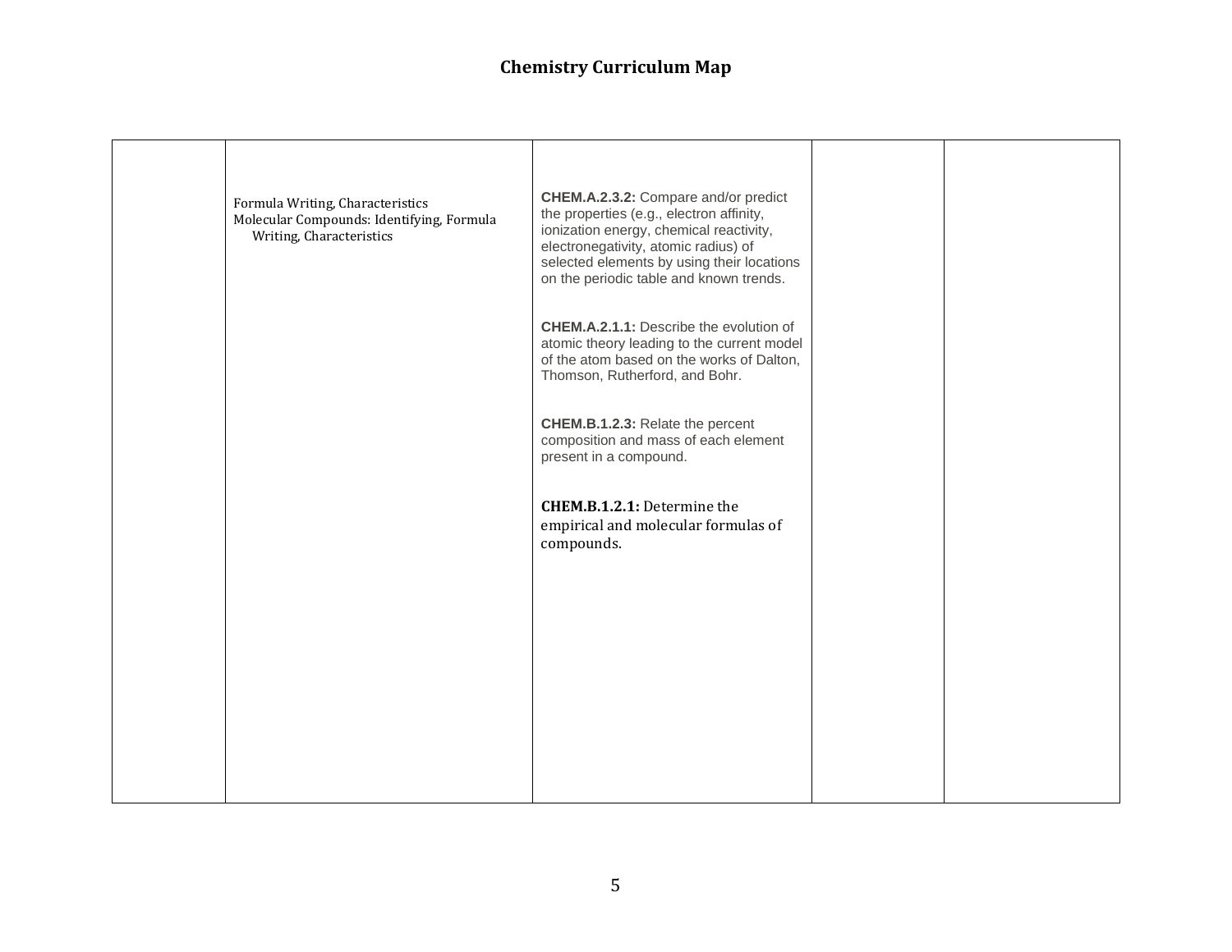# Chemistry Curriculum Map

| | | | | |
|---|---|---|---|---|
| | Formula Writing, Characteristics<br>Molecular Compounds: Identifying, Formula Writing, Characteristics | **CHEM.A.2.3.2:** Compare and/or predict the properties (e.g., electron affinity, ionization energy, chemical reactivity, electronegativity, atomic radius) of selected elements by using their locations on the periodic table and known trends.<br><br>**CHEM.A.2.1.1:** Describe the evolution of atomic theory leading to the current model of the atom based on the works of Dalton, Thomson, Rutherford, and Bohr.<br><br>**CHEM.B.1.2.3:** Relate the percent composition and mass of each element present in a compound.<br><br>**CHEM.B.1.2.1:** Determine the empirical and molecular formulas of compounds. | | |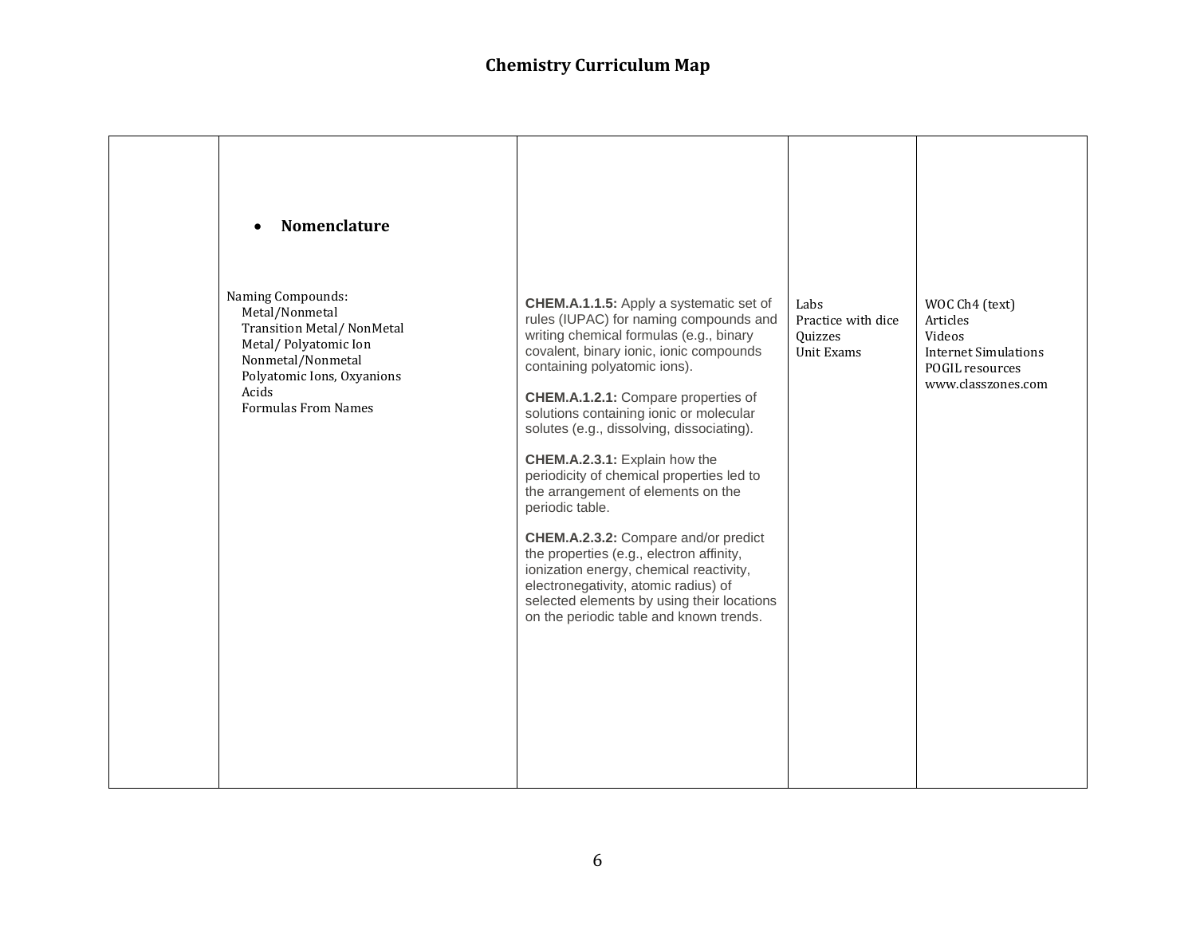# Chemistry Curriculum Map

| | | | | |
|---|---|---|---|---|
| | • **Nomenclature**<br><br>Naming Compounds:<br>Metal/Nonmetal<br>Transition Metal/ NonMetal<br>Metal/ Polyatomic Ion<br>Nonmetal/Nonmetal<br>Polyatomic Ions, Oxyanions<br>Acids<br>Formulas From Names | **CHEM.A.1.1.5:** Apply a systematic set of rules (IUPAC) for naming compounds and writing chemical formulas (e.g., binary covalent, binary ionic, ionic compounds containing polyatomic ions).<br><br>**CHEM.A.1.2.1:** Compare properties of solutions containing ionic or molecular solutes (e.g., dissolving, dissociating).<br><br>**CHEM.A.2.3.1:** Explain how the periodicity of chemical properties led to the arrangement of elements on the periodic table.<br><br>**CHEM.A.2.3.2:** Compare and/or predict the properties (e.g., electron affinity, ionization energy, chemical reactivity, electronegativity, atomic radius) of selected elements by using their locations on the periodic table and known trends. | Labs<br>Practice with dice<br>Quizzes<br>Unit Exams | WOC Ch4 (text)<br>Articles<br>Videos<br>Internet Simulations<br>POGIL resources<br>www.classzones.com |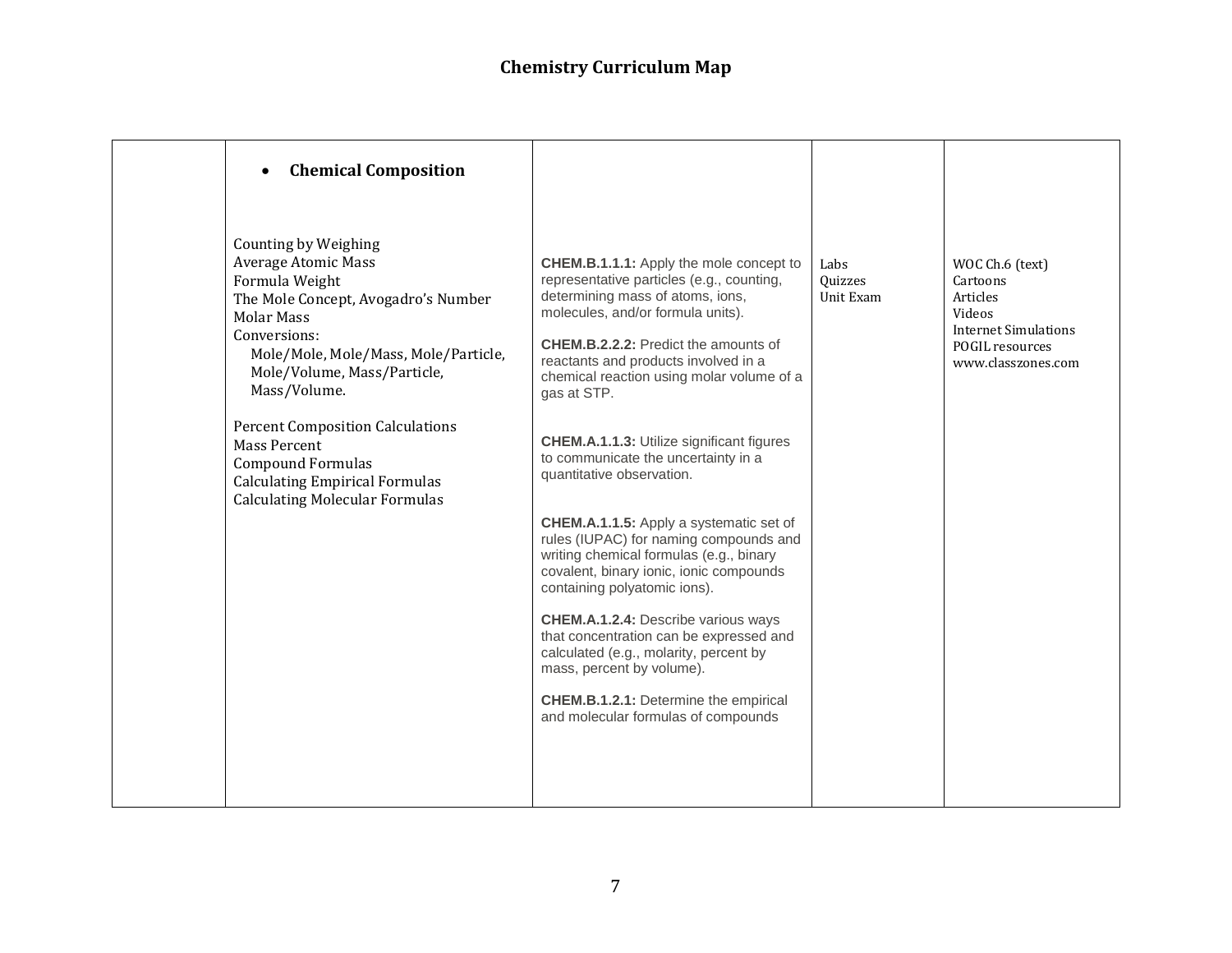# Chemistry Curriculum Map

| | | | | |
|---|---|---|---|---|
| | • **Chemical Composition**<br><br>Counting by Weighing<br>Average Atomic Mass<br>Formula Weight<br>The Mole Concept, Avogadro's Number<br>Molar Mass<br>Conversions:<br>Mole/Mole, Mole/Mass, Mole/Particle, Mole/Volume, Mass/Particle, Mass/Volume.<br><br>Percent Composition Calculations<br>Mass Percent<br>Compound Formulas<br>Calculating Empirical Formulas<br>Calculating Molecular Formulas | **CHEM.B.1.1.1:** Apply the mole concept to representative particles (e.g., counting, determining mass of atoms, ions, molecules, and/or formula units).<br><br>**CHEM.B.2.2.2:** Predict the amounts of reactants and products involved in a chemical reaction using molar volume of a gas at STP.<br><br>**CHEM.A.1.1.3:** Utilize significant figures to communicate the uncertainty in a quantitative observation.<br><br>**CHEM.A.1.1.5:** Apply a systematic set of rules (IUPAC) for naming compounds and writing chemical formulas (e.g., binary covalent, binary ionic, ionic compounds containing polyatomic ions).<br><br>**CHEM.A.1.2.4:** Describe various ways that concentration can be expressed and calculated (e.g., molarity, percent by mass, percent by volume).<br><br>**CHEM.B.1.2.1:** Determine the empirical and molecular formulas of compounds | Labs<br>Quizzes<br>Unit Exam | WOC Ch.6 (text)<br>Cartoons<br>Articles<br>Videos<br>Internet Simulations<br>POGIL resources<br>www.classzones.com |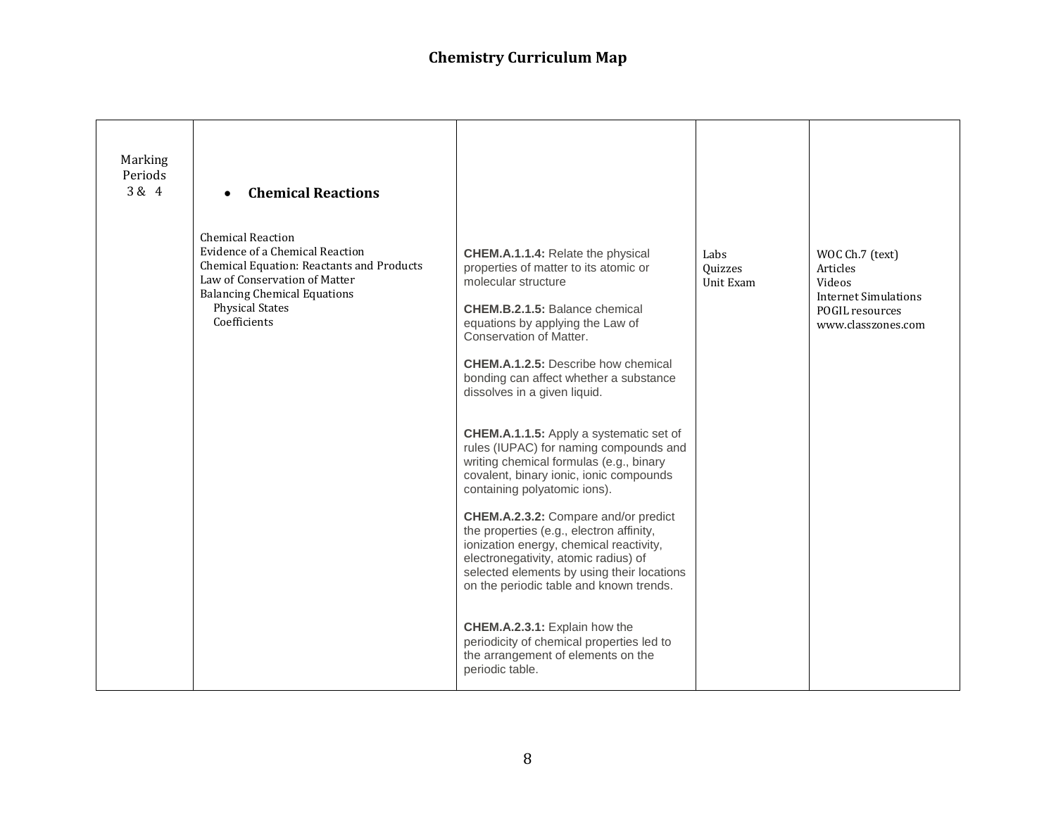# Chemistry Curriculum Map

| Marking Periods 3 & 4 | • **Chemical Reactions**<br><br>Chemical Reaction<br>Evidence of a Chemical Reaction<br>Chemical Equation: Reactants and Products<br>Law of Conservation of Matter<br>Balancing Chemical Equations<br>Physical States<br>Coefficients | **CHEM.A.1.1.4:** Relate the physical properties of matter to its atomic or molecular structure<br><br>**CHEM.B.2.1.5:** Balance chemical equations by applying the Law of Conservation of Matter.<br><br>**CHEM.A.1.2.5:** Describe how chemical bonding can affect whether a substance dissolves in a given liquid.<br><br>**CHEM.A.1.1.5:** Apply a systematic set of rules (IUPAC) for naming compounds and writing chemical formulas (e.g., binary covalent, binary ionic, ionic compounds containing polyatomic ions).<br><br>**CHEM.A.2.3.2:** Compare and/or predict the properties (e.g., electron affinity, ionization energy, chemical reactivity, electronegativity, atomic radius) of selected elements by using their locations on the periodic table and known trends.<br><br>**CHEM.A.2.3.1:** Explain how the periodicity of chemical properties led to the arrangement of elements on the periodic table. | Labs<br>Quizzes<br>Unit Exam | WOC Ch.7 (text)<br>Articles<br>Videos<br>Internet Simulations<br>POGIL resources<br>www.classzones.com |
|---|---|---|---|---|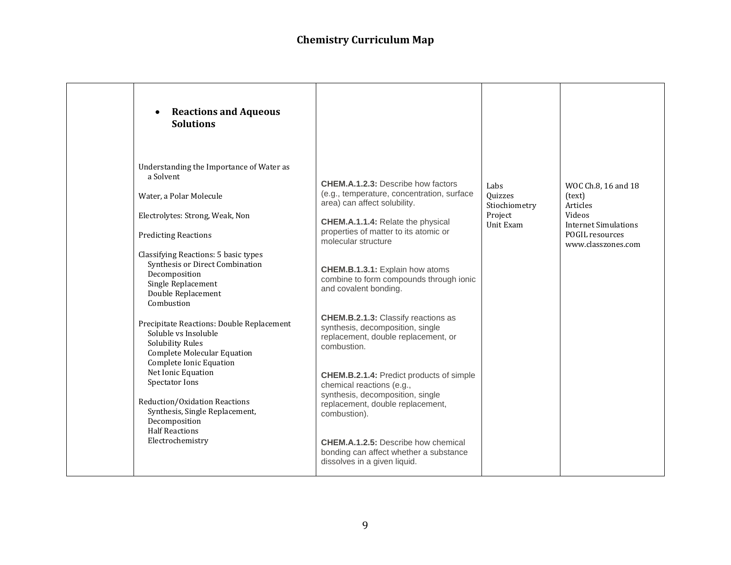# Chemistry Curriculum Map

| | | | | |
|---|---|---|---|---|
| | • **Reactions and Aqueous Solutions**<br><br>Understanding the Importance of Water as a Solvent<br><br>Water, a Polar Molecule<br><br>Electrolytes: Strong, Weak, Non<br><br>Predicting Reactions<br><br>Classifying Reactions: 5 basic types<br>Synthesis or Direct Combination<br>Decomposition<br>Single Replacement<br>Double Replacement<br>Combustion<br><br>Precipitate Reactions: Double Replacement<br>Soluble vs Insoluble<br>Solubility Rules<br>Complete Molecular Equation<br>Complete Ionic Equation<br>Net Ionic Equation<br>Spectator Ions<br><br>Reduction/Oxidation Reactions<br>Synthesis, Single Replacement, Decomposition<br>Half Reactions<br>Electrochemistry | **CHEM.A.1.2.3:** Describe how factors (e.g., temperature, concentration, surface area) can affect solubility.<br><br>**CHEM.A.1.1.4:** Relate the physical properties of matter to its atomic or molecular structure<br><br>**CHEM.B.1.3.1:** Explain how atoms combine to form compounds through ionic and covalent bonding.<br><br>**CHEM.B.2.1.3:** Classify reactions as synthesis, decomposition, single replacement, double replacement, or combustion.<br><br>**CHEM.B.2.1.4:** Predict products of simple chemical reactions (e.g., synthesis, decomposition, single replacement, double replacement, combustion).<br><br>**CHEM.A.1.2.5:** Describe how chemical bonding can affect whether a substance dissolves in a given liquid. | Labs<br>Quizzes<br>Stiochiometry Project<br>Unit Exam | WOC Ch.8, 16 and 18 (text)<br>Articles<br>Videos<br>Internet Simulations<br>POGIL resources<br>www.classzones.com |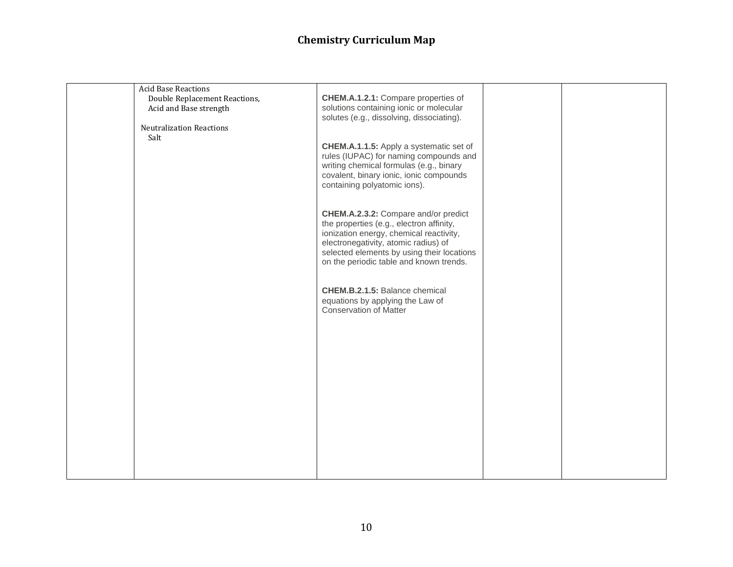## Chemistry Curriculum Map

| | | | | |
|---|---|---|---|---|
| | Acid Base Reactions<br>Double Replacement Reactions,<br>Acid and Base strength<br><br>Neutralization Reactions<br>Salt | **CHEM.A.1.2.1:** Compare properties of solutions containing ionic or molecular solutes (e.g., dissolving, dissociating).<br><br>**CHEM.A.1.1.5:** Apply a systematic set of rules (IUPAC) for naming compounds and writing chemical formulas (e.g., binary covalent, binary ionic, ionic compounds containing polyatomic ions).<br><br>**CHEM.A.2.3.2:** Compare and/or predict the properties (e.g., electron affinity, ionization energy, chemical reactivity, electronegativity, atomic radius) of selected elements by using their locations on the periodic table and known trends.<br><br>**CHEM.B.2.1.5:** Balance chemical equations by applying the Law of Conservation of Matter | | |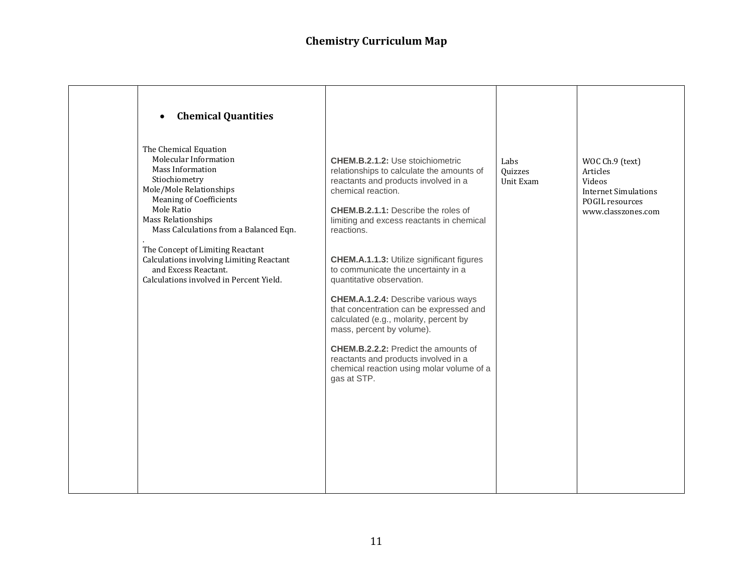# Chemistry Curriculum Map

| | | | | |
|---|---|---|---|---|
| | • **Chemical Quantities**<br><br>The Chemical Equation<br>Molecular Information<br>Mass Information<br>Stiochiometry<br>Mole/Mole Relationships<br>Meaning of Coefficients<br>Mole Ratio<br>Mass Relationships<br>Mass Calculations from a Balanced Eqn.<br>.<br>The Concept of Limiting Reactant<br>Calculations involving Limiting Reactant and Excess Reactant.<br>Calculations involved in Percent Yield. | **CHEM.B.2.1.2:** Use stoichiometric relationships to calculate the amounts of reactants and products involved in a chemical reaction.<br><br>**CHEM.B.2.1.1:** Describe the roles of limiting and excess reactants in chemical reactions.<br><br>**CHEM.A.1.1.3:** Utilize significant figures to communicate the uncertainty in a quantitative observation.<br><br>**CHEM.A.1.2.4:** Describe various ways that concentration can be expressed and calculated (e.g., molarity, percent by mass, percent by volume).<br><br>**CHEM.B.2.2.2:** Predict the amounts of reactants and products involved in a chemical reaction using molar volume of a gas at STP. | Labs<br>Quizzes<br>Unit Exam | WOC Ch.9 (text)<br>Articles<br>Videos<br>Internet Simulations<br>POGIL resources<br>www.classzones.com |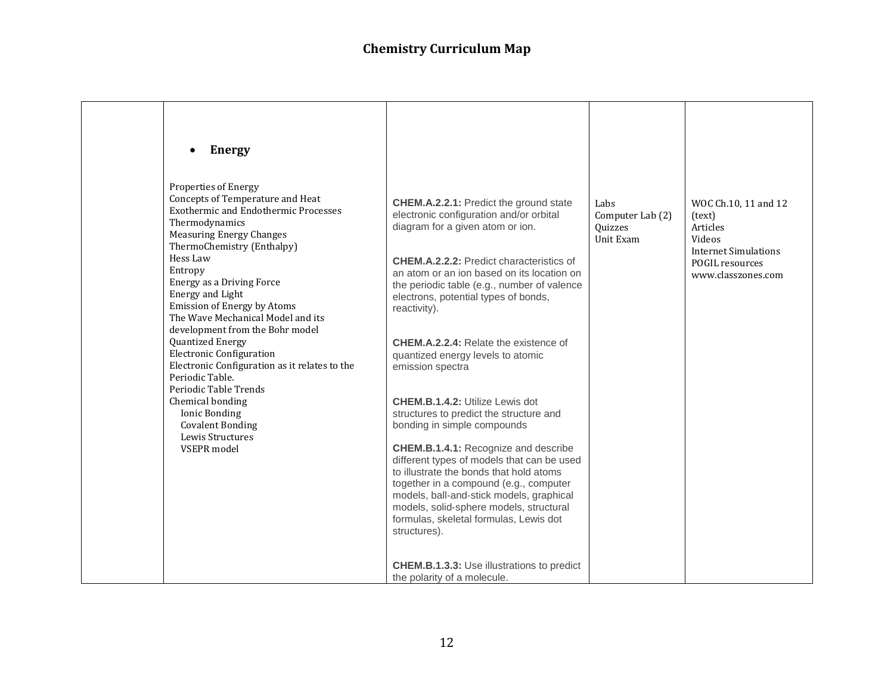# Chemistry Curriculum Map

| | | | | |
|---|---|---|---|---|
| | • **Energy**<br><br>Properties of Energy<br>Concepts of Temperature and Heat<br>Exothermic and Endothermic Processes<br>Thermodynamics<br>Measuring Energy Changes<br>ThermoChemistry (Enthalpy)<br>Hess Law<br>Entropy<br>Energy as a Driving Force<br>Energy and Light<br>Emission of Energy by Atoms<br>The Wave Mechanical Model and its development from the Bohr model<br>Quantized Energy<br>Electronic Configuration<br>Electronic Configuration as it relates to the Periodic Table.<br>Periodic Table Trends<br>Chemical bonding<br>Ionic Bonding<br>Covalent Bonding<br>Lewis Structures<br>VSEPR model | **CHEM.A.2.2.1:** Predict the ground state electronic configuration and/or orbital diagram for a given atom or ion.<br><br>**CHEM.A.2.2.2:** Predict characteristics of an atom or an ion based on its location on the periodic table (e.g., number of valence electrons, potential types of bonds, reactivity).<br><br>**CHEM.A.2.2.4:** Relate the existence of quantized energy levels to atomic emission spectra<br><br>**CHEM.B.1.4.2:** Utilize Lewis dot structures to predict the structure and bonding in simple compounds<br><br>**CHEM.B.1.4.1:** Recognize and describe different types of models that can be used to illustrate the bonds that hold atoms together in a compound (e.g., computer models, ball-and-stick models, graphical models, solid-sphere models, structural formulas, skeletal formulas, Lewis dot structures).<br><br>**CHEM.B.1.3.3:** Use illustrations to predict the polarity of a molecule. | Labs<br>Computer Lab (2)<br>Quizzes<br>Unit Exam | WOC Ch.10, 11 and 12 (text)<br>Articles<br>Videos<br>Internet Simulations<br>POGIL resources<br>www.classzones.com |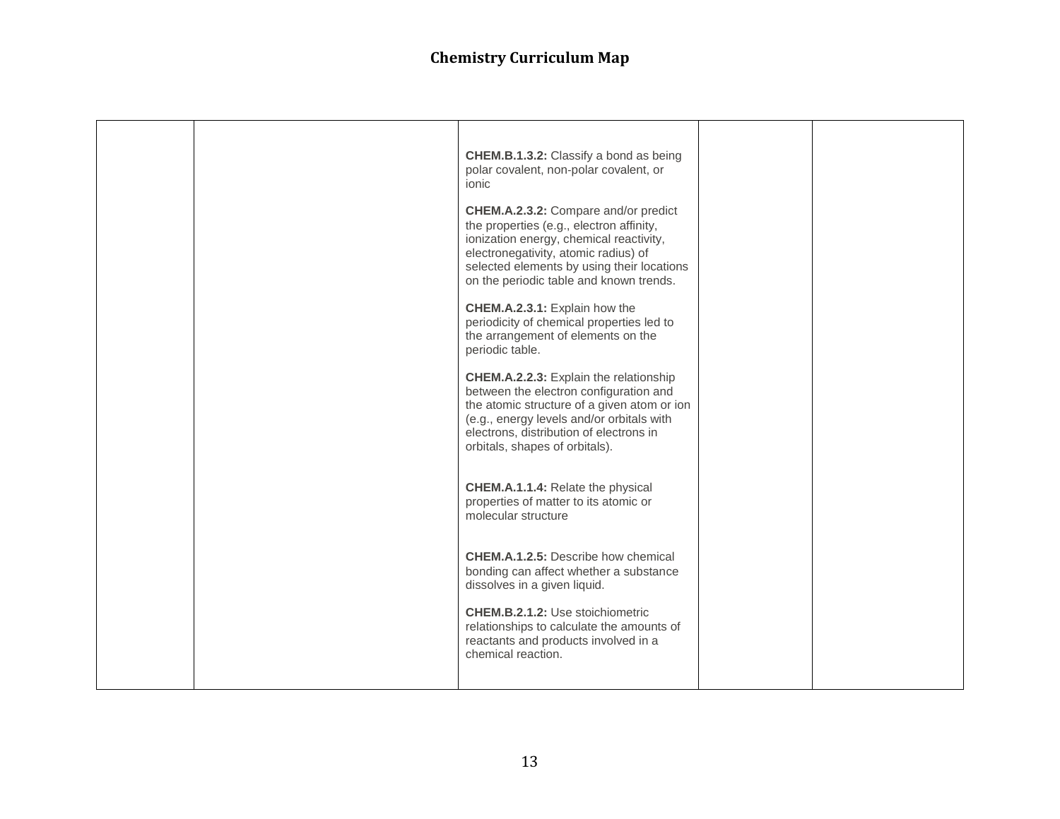# Chemistry Curriculum Map

| | | | | |
|---|---|---|---|---|
| | | **CHEM.B.1.3.2:** Classify a bond as being polar covalent, non-polar covalent, or ionic<br><br>**CHEM.A.2.3.2:** Compare and/or predict the properties (e.g., electron affinity, ionization energy, chemical reactivity, electronegativity, atomic radius) of selected elements by using their locations on the periodic table and known trends.<br><br>**CHEM.A.2.3.1:** Explain how the periodicity of chemical properties led to the arrangement of elements on the periodic table.<br><br>**CHEM.A.2.2.3:** Explain the relationship between the electron configuration and the atomic structure of a given atom or ion (e.g., energy levels and/or orbitals with electrons, distribution of electrons in orbitals, shapes of orbitals).<br><br>**CHEM.A.1.1.4:** Relate the physical properties of matter to its atomic or molecular structure<br><br>**CHEM.A.1.2.5:** Describe how chemical bonding can affect whether a substance dissolves in a given liquid.<br><br>**CHEM.B.2.1.2:** Use stoichiometric relationships to calculate the amounts of reactants and products involved in a chemical reaction. | | |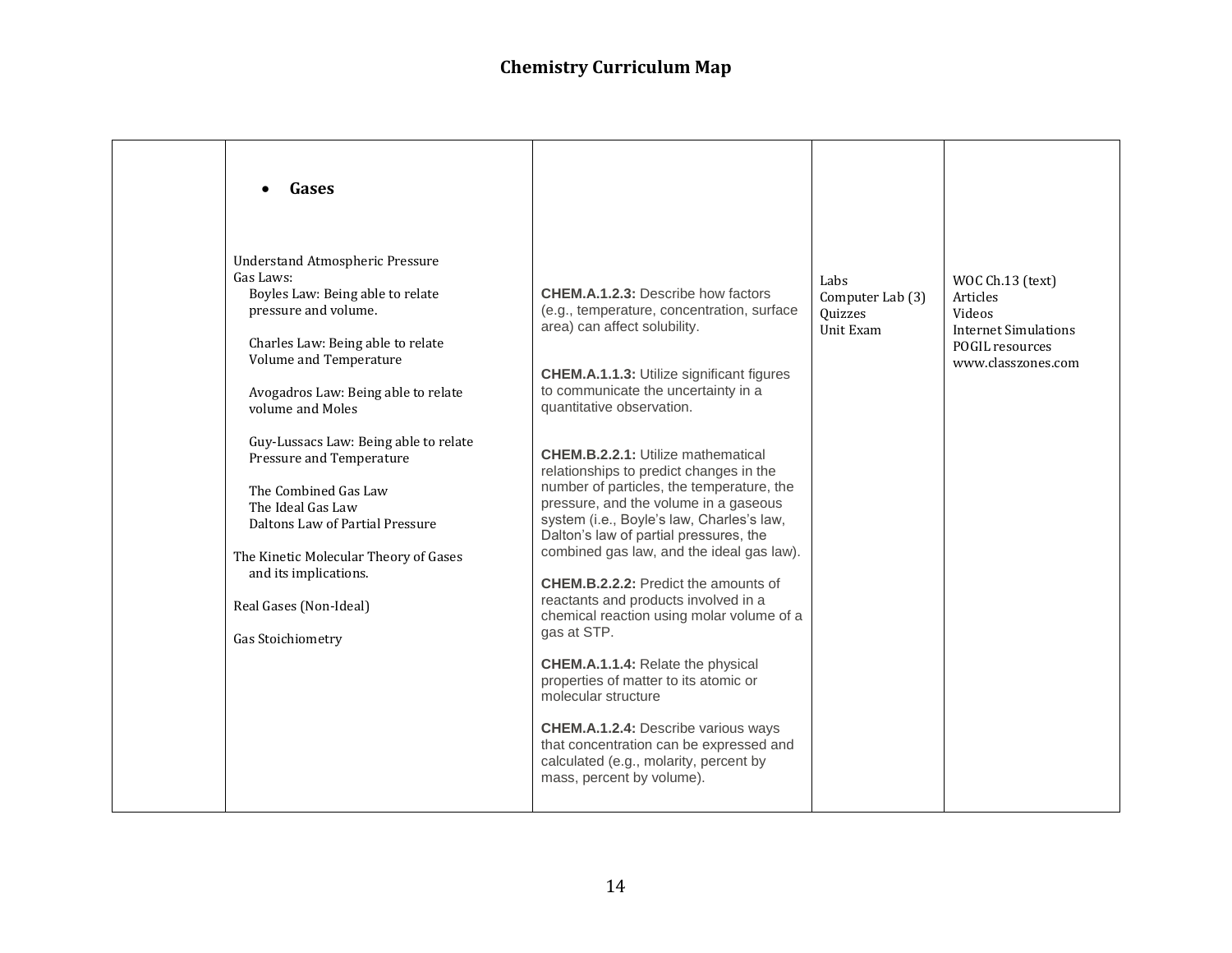# Chemistry Curriculum Map

| | | | | |
|---|---|---|---|---|
| | • **Gases**<br><br>Understand Atmospheric Pressure<br>Gas Laws:<br>Boyles Law: Being able to relate pressure and volume.<br><br>Charles Law: Being able to relate Volume and Temperature<br><br>Avogadros Law: Being able to relate volume and Moles<br><br>Guy-Lussacs Law: Being able to relate Pressure and Temperature<br><br>The Combined Gas Law<br>The Ideal Gas Law<br>Daltons Law of Partial Pressure<br><br>The Kinetic Molecular Theory of Gases and its implications.<br><br>Real Gases (Non-Ideal)<br><br>Gas Stoichiometry | **CHEM.A.1.2.3:** Describe how factors (e.g., temperature, concentration, surface area) can affect solubility.<br><br>**CHEM.A.1.1.3:** Utilize significant figures to communicate the uncertainty in a quantitative observation.<br><br>**CHEM.B.2.2.1:** Utilize mathematical relationships to predict changes in the number of particles, the temperature, the pressure, and the volume in a gaseous system (i.e., Boyle's law, Charles's law, Dalton's law of partial pressures, the combined gas law, and the ideal gas law).<br><br>**CHEM.B.2.2.2:** Predict the amounts of reactants and products involved in a chemical reaction using molar volume of a gas at STP.<br><br>**CHEM.A.1.1.4:** Relate the physical properties of matter to its atomic or molecular structure<br><br>**CHEM.A.1.2.4:** Describe various ways that concentration can be expressed and calculated (e.g., molarity, percent by mass, percent by volume). | Labs<br>Computer Lab (3)<br>Quizzes<br>Unit Exam | WOC Ch.13 (text)<br>Articles<br>Videos<br>Internet Simulations<br>POGIL resources<br>www.classzones.com |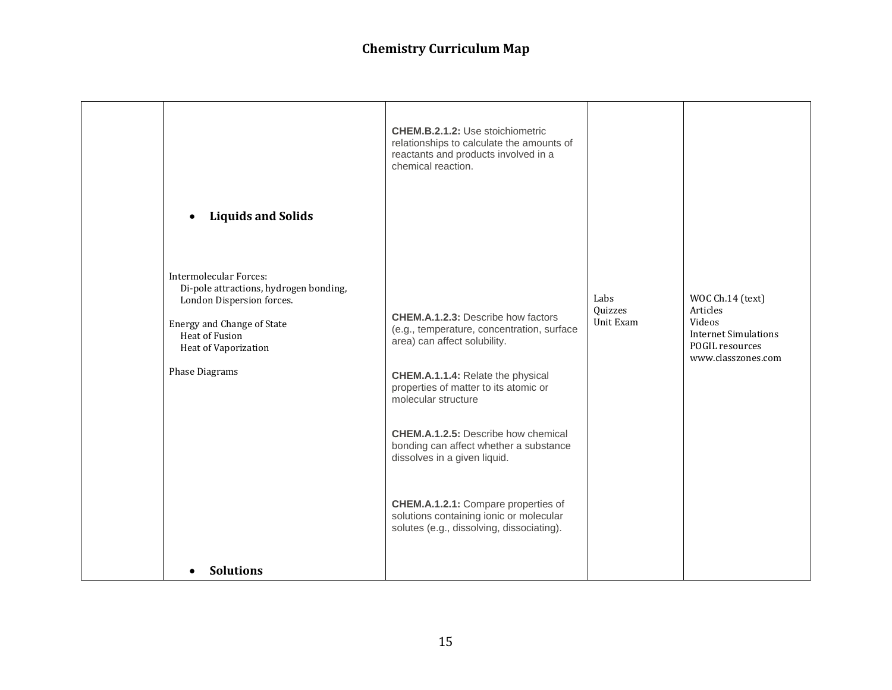# Chemistry Curriculum Map

| | | | | |
|---|---|---|---|---|
| | • **Liquids and Solids**<br><br>Intermolecular Forces:<br>Di-pole attractions, hydrogen bonding, London Dispersion forces.<br><br>Energy and Change of State<br>Heat of Fusion<br>Heat of Vaporization<br><br>Phase Diagrams<br><br>• **Solutions** | **CHEM.B.2.1.2:** Use stoichiometric relationships to calculate the amounts of reactants and products involved in a chemical reaction.<br><br>**CHEM.A.1.2.3:** Describe how factors (e.g., temperature, concentration, surface area) can affect solubility.<br><br>**CHEM.A.1.1.4:** Relate the physical properties of matter to its atomic or molecular structure<br><br>**CHEM.A.1.2.5:** Describe how chemical bonding can affect whether a substance dissolves in a given liquid.<br><br>**CHEM.A.1.2.1:** Compare properties of solutions containing ionic or molecular solutes (e.g., dissolving, dissociating). | Labs<br>Quizzes<br>Unit Exam | WOC Ch.14 (text)<br>Articles<br>Videos<br>Internet Simulations<br>POGIL resources<br>www.classzones.com |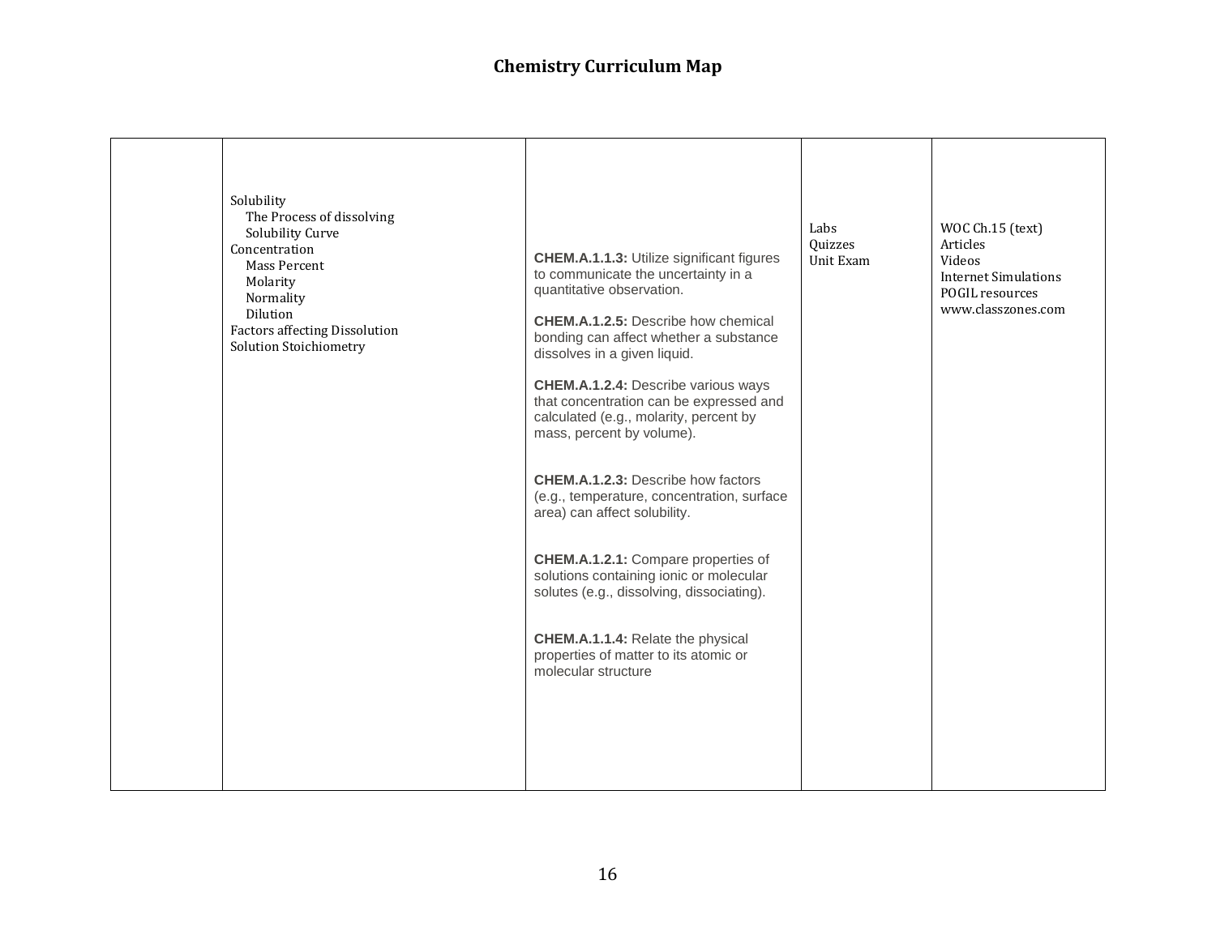# Chemistry Curriculum Map

| | | | | |
|---|---|---|---|---|
| | Solubility<br>&nbsp;&nbsp;&nbsp;&nbsp;The Process of dissolving<br>&nbsp;&nbsp;&nbsp;&nbsp;Solubility Curve<br>Concentration<br>&nbsp;&nbsp;&nbsp;&nbsp;Mass Percent<br>&nbsp;&nbsp;&nbsp;&nbsp;Molarity<br>&nbsp;&nbsp;&nbsp;&nbsp;Normality<br>&nbsp;&nbsp;&nbsp;&nbsp;Dilution<br>Factors affecting Dissolution<br>Solution Stoichiometry | **CHEM.A.1.1.3:** Utilize significant figures to communicate the uncertainty in a quantitative observation.<br><br>**CHEM.A.1.2.5:** Describe how chemical bonding can affect whether a substance dissolves in a given liquid.<br><br>**CHEM.A.1.2.4:** Describe various ways that concentration can be expressed and calculated (e.g., molarity, percent by mass, percent by volume).<br><br>**CHEM.A.1.2.3:** Describe how factors (e.g., temperature, concentration, surface area) can affect solubility.<br><br>**CHEM.A.1.2.1:** Compare properties of solutions containing ionic or molecular solutes (e.g., dissolving, dissociating).<br><br>**CHEM.A.1.1.4:** Relate the physical properties of matter to its atomic or molecular structure | Labs<br>Quizzes<br>Unit Exam | WOC Ch.15 (text)<br>Articles<br>Videos<br>Internet Simulations<br>POGIL resources<br>www.classzones.com |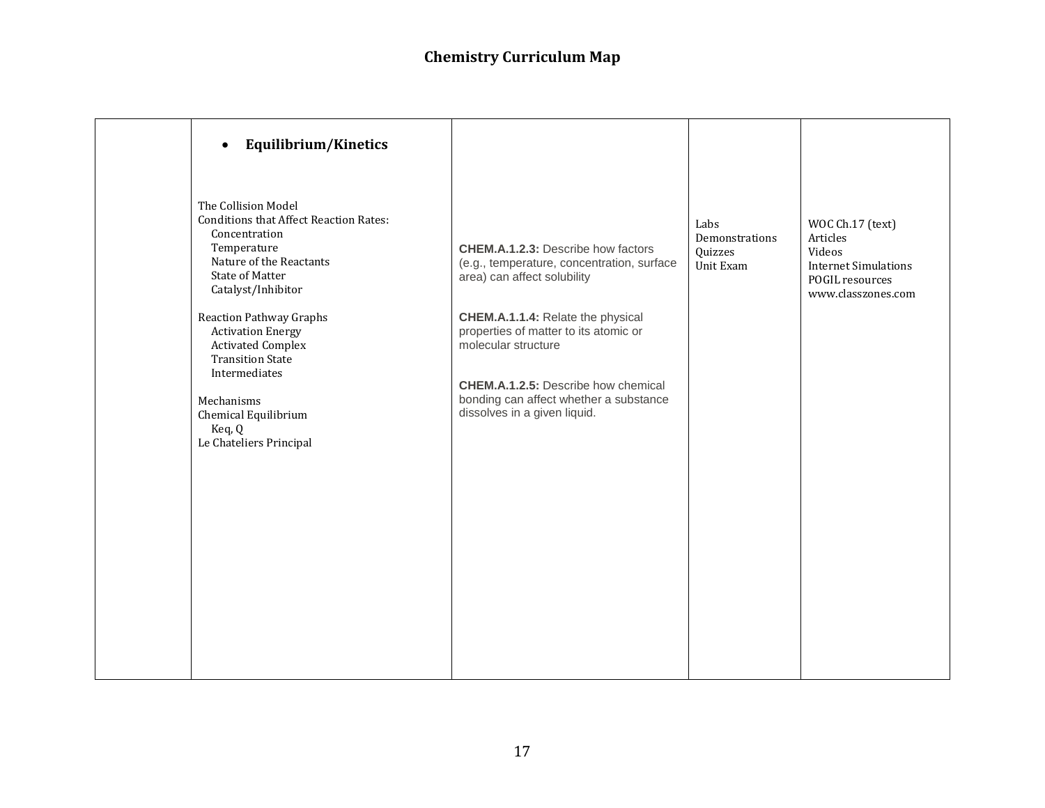# Chemistry Curriculum Map

| | | | | |
|---|---|---|---|---|
| | • **Equilibrium/Kinetics**<br><br>The Collision Model<br>Conditions that Affect Reaction Rates:<br>Concentration<br>Temperature<br>Nature of the Reactants<br>State of Matter<br>Catalyst/Inhibitor<br><br>Reaction Pathway Graphs<br>Activation Energy<br>Activated Complex<br>Transition State<br>Intermediates<br><br>Mechanisms<br>Chemical Equilibrium<br>Keq, Q<br>Le Chateliers Principal | **CHEM.A.1.2.3:** Describe how factors (e.g., temperature, concentration, surface area) can affect solubility<br><br>**CHEM.A.1.1.4:** Relate the physical properties of matter to its atomic or molecular structure<br><br>**CHEM.A.1.2.5:** Describe how chemical bonding can affect whether a substance dissolves in a given liquid. | Labs<br>Demonstrations<br>Quizzes<br>Unit Exam | WOC Ch.17 (text)<br>Articles<br>Videos<br>Internet Simulations<br>POGIL resources<br>www.classzones.com |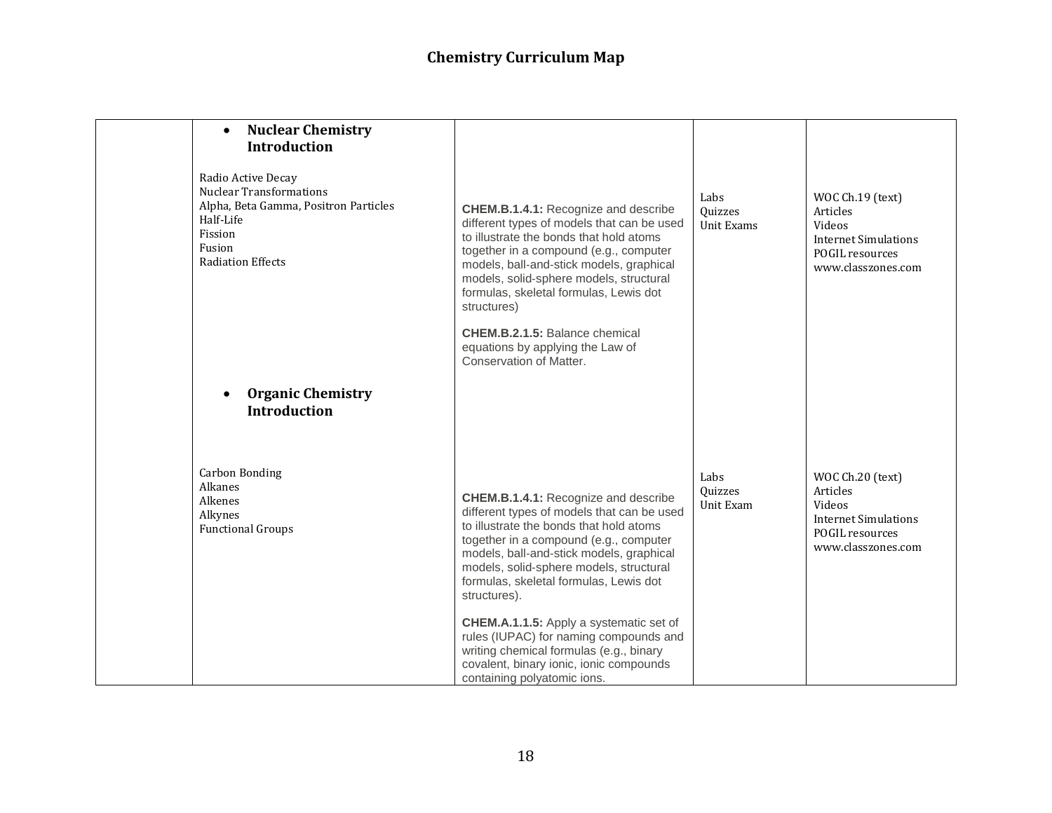# Chemistry Curriculum Map

| | | | | |
|---|---|---|---|---|
| | • **Nuclear Chemistry Introduction**<br><br>Radio Active Decay<br>Nuclear Transformations<br>Alpha, Beta Gamma, Positron Particles<br>Half-Life<br>Fission<br>Fusion<br>Radiation Effects | **CHEM.B.1.4.1:** Recognize and describe different types of models that can be used to illustrate the bonds that hold atoms together in a compound (e.g., computer models, ball-and-stick models, graphical models, solid-sphere models, structural formulas, skeletal formulas, Lewis dot structures)<br><br>**CHEM.B.2.1.5:** Balance chemical equations by applying the Law of Conservation of Matter. | Labs<br>Quizzes<br>Unit Exams | WOC Ch.19 (text)<br>Articles<br>Videos<br>Internet Simulations<br>POGIL resources<br>www.classzones.com |
| | • **Organic Chemistry Introduction**<br><br>Carbon Bonding<br>Alkanes<br>Alkenes<br>Alkynes<br>Functional Groups | **CHEM.B.1.4.1:** Recognize and describe different types of models that can be used to illustrate the bonds that hold atoms together in a compound (e.g., computer models, ball-and-stick models, graphical models, solid-sphere models, structural formulas, skeletal formulas, Lewis dot structures).<br><br>**CHEM.A.1.1.5:** Apply a systematic set of rules (IUPAC) for naming compounds and writing chemical formulas (e.g., binary covalent, binary ionic, ionic compounds containing polyatomic ions. | Labs<br>Quizzes<br>Unit Exam | WOC Ch.20 (text)<br>Articles<br>Videos<br>Internet Simulations<br>POGIL resources<br>www.classzones.com |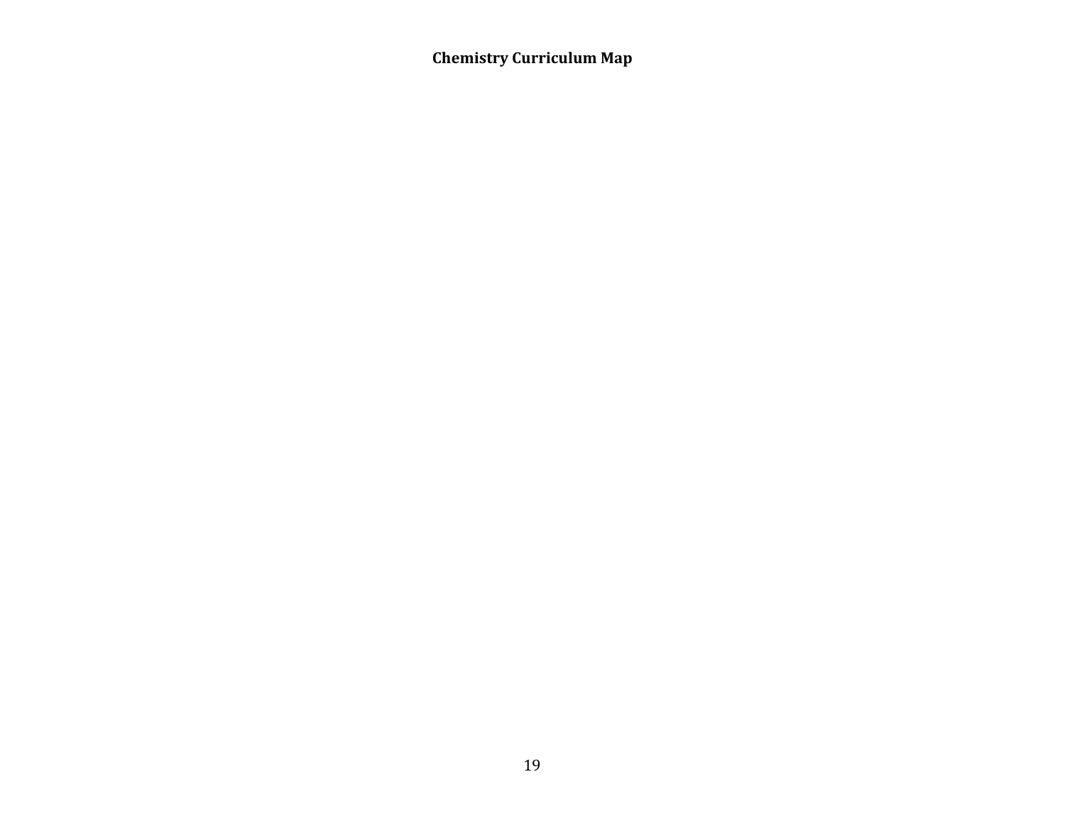**Chemistry Curriculum Map**